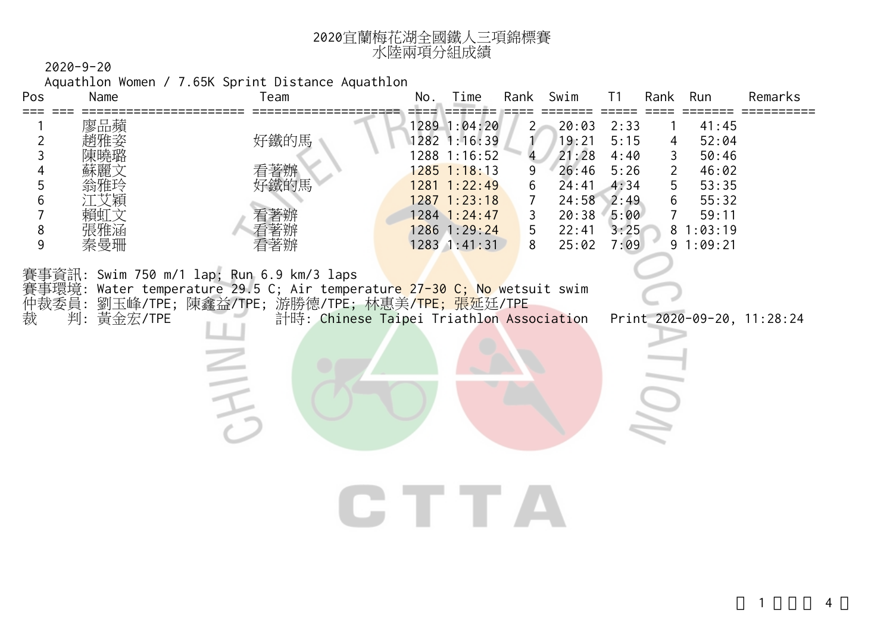# 2020宜蘭梅花湖全國鐵人三項錦標賽
## 水陸兩項分組成績

2020-9-20

Aquathlon Women / 7.65K Sprint Distance Aquathlon

| Pos | Name | Team | No. | Time | Rank | Swim | T1 | Rank | Run | Remarks |
|---|---|---|---|---|---|---|---|---|---|---|
| 1 | 廖品蘋 | | 1289 | 1:04:20 | 2 | 20:03 | 2:33 | 1 | 41:45 | |
| 2 | 趙雅姿 | 好鐵的馬 | 1282 | 1:16:39 | 1 | 19:21 | 5:15 | 4 | 52:04 | |
| 3 | 陳曉璐 | | 1288 | 1:16:52 | 4 | 21:28 | 4:40 | 3 | 50:46 | |
| 4 | 蘇麗文 | 看著辦 | 1285 | 1:18:13 | 9 | 26:46 | 5:26 | 2 | 46:02 | |
| 5 | 翁雅玲 | 好鐵的馬 | 1281 | 1:22:49 | 6 | 24:41 | 4:34 | 5 | 53:35 | |
| 6 | 江艾穎 | | 1287 | 1:23:18 | 7 | 24:58 | 2:49 | 6 | 55:32 | |
| 7 | 賴虹文 | 看著辦 | 1284 | 1:24:47 | 3 | 20:38 | 5:00 | 7 | 59:11 | |
| 8 | 張雅涵 | 看著辦 | 1286 | 1:29:24 | 5 | 22:41 | 3:25 | 8 | 1:03:19 | |
| 9 | 秦曼珊 | 看著辦 | 1283 | 1:41:31 | 8 | 25:02 | 7:09 | 9 | 1:09:21 | |

賽事資訊: Swim 750 m/1 lap; Run 6.9 km/3 laps

賽事環境: Water temperature 29.5 C; Air temperature 27-30 C; No wetsuit swim

仲裁委員: 劉玉峰/TPE; 陳鑫益/TPE; 游勝德/TPE; 林惠美/TPE; 張延廷/TPE

裁　判: 黃金宏/TPE　　計時: Chinese Taipei Triathlon Association　　Print 2020-09-20, 11:28:24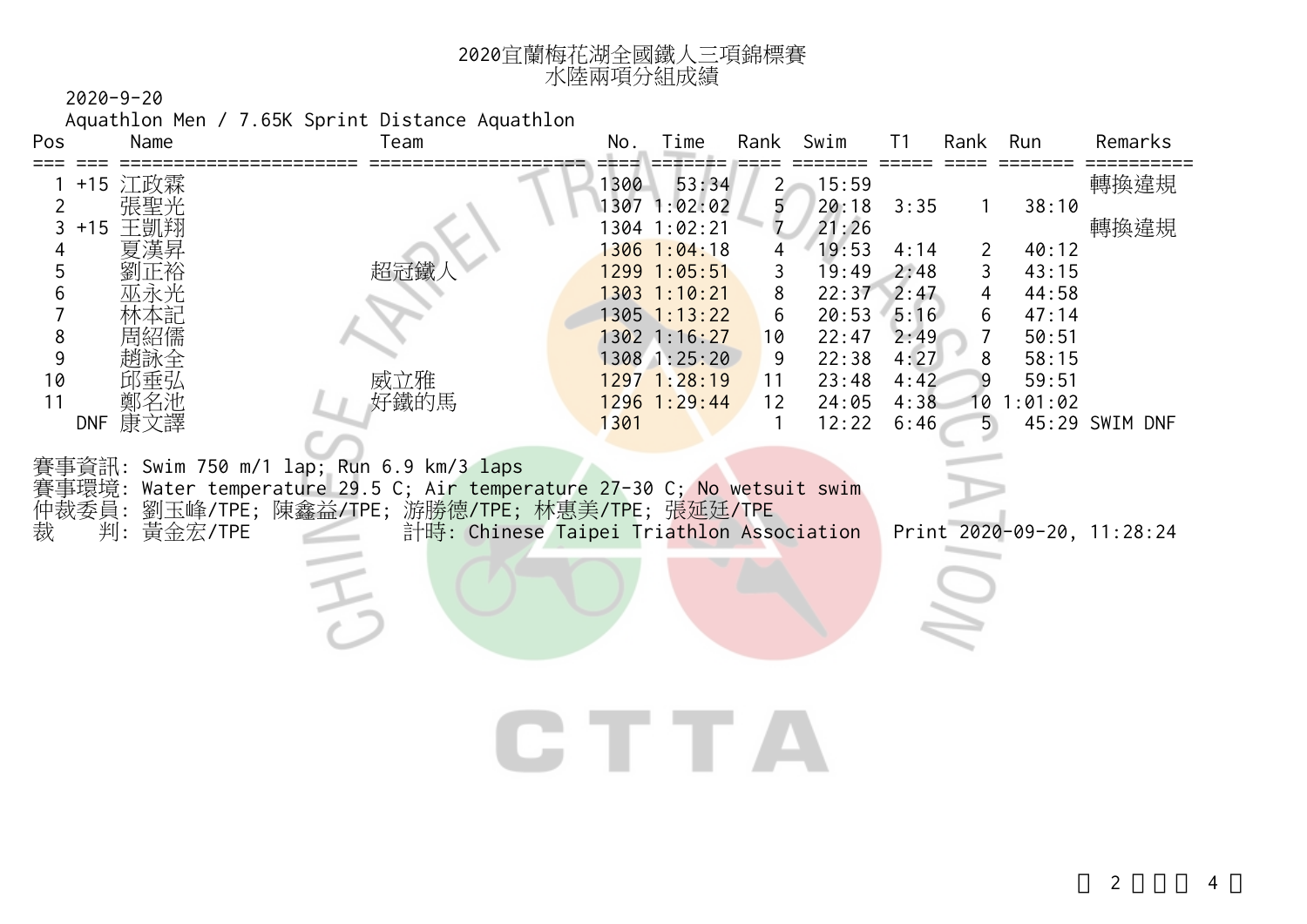# 2020宜蘭梅花湖全國鐵人三項錦標賽
## 水陸兩項分組成績

2020-9-20

Aquathlon Men / 7.65K Sprint Distance Aquathlon

| Pos | | Name | Team | No. | Time | Rank | Swim | T1 | Rank | Run | Remarks |
|---|---|---|---|---|---|---|---|---|---|---|---|
| 1 | +15 | 江政霖 | | 1300 | 53:34 | 2 | 15:59 | | | | 轉換違規 |
| 2 | | 張聖光 | | 1307 | 1:02:02 | 5 | 20:18 | 3:35 | 1 | 38:10 | |
| 3 | +15 | 王凱翔 | | 1304 | 1:02:21 | 7 | 21:26 | | | | 轉換違規 |
| 4 | | 夏漢昇 | | 1306 | 1:04:18 | 4 | 19:53 | 4:14 | 2 | 40:12 | |
| 5 | | 劉正裕 | 超冠鐵人 | 1299 | 1:05:51 | 3 | 19:49 | 2:48 | 3 | 43:15 | |
| 6 | | 巫永光 | | 1303 | 1:10:21 | 8 | 22:37 | 2:47 | 4 | 44:58 | |
| 7 | | 林本記 | | 1305 | 1:13:22 | 6 | 20:53 | 5:16 | 6 | 47:14 | |
| 8 | | 周紹儒 | | 1302 | 1:16:27 | 10 | 22:47 | 2:49 | 7 | 50:51 | |
| 9 | | 趙詠全 | | 1308 | 1:25:20 | 9 | 22:38 | 4:27 | 8 | 58:15 | |
| 10 | | 邱垂弘 | 威立雅 | 1297 | 1:28:19 | 11 | 23:48 | 4:42 | 9 | 59:51 | |
| 11 | | 鄭名池 | 好鐵的馬 | 1296 | 1:29:44 | 12 | 24:05 | 4:38 | 10 | 1:01:02 | |
| | DNF | 康文譯 | | 1301 | | 1 | 12:22 | 6:46 | 5 | 45:29 | SWIM DNF |

賽事資訊: Swim 750 m/1 lap; Run 6.9 km/3 laps
賽事環境: Water temperature 29.5 C; Air temperature 27-30 C; No wetsuit swim
仲裁委員: 劉玉峰/TPE; 陳鑫益/TPE; 游勝德/TPE; 林惠美/TPE; 張延廷/TPE
裁　　判: 黃金宏/TPE　　　計時: Chinese Taipei Triathlon Association　Print 2020-09-20, 11:28:24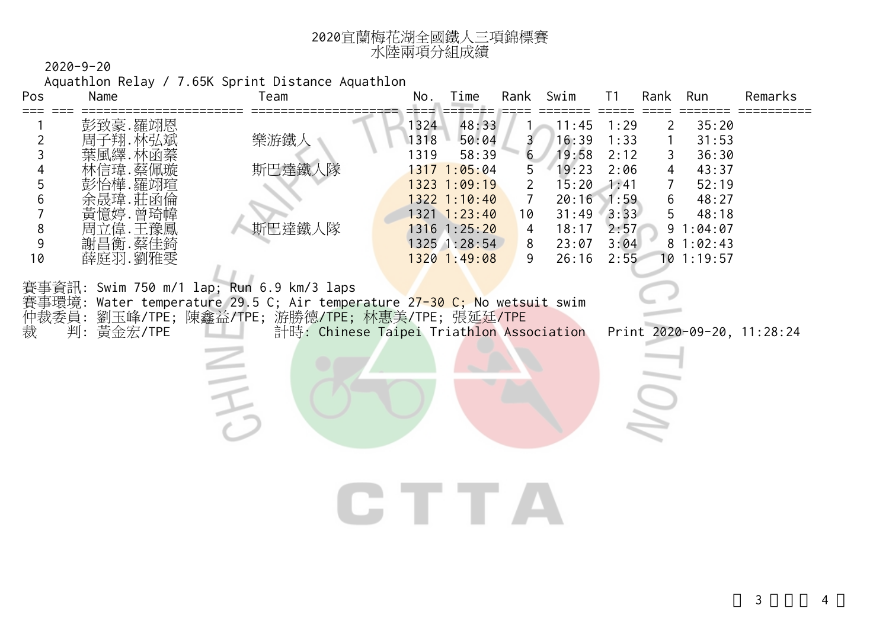# 2020宜蘭梅花湖全國鐵人三項錦標賽
## 水陸兩項分組成績

2020-9-20

Aquathlon Relay / 7.65K Sprint Distance Aquathlon

| Pos | | Name | Team | No. | Time | Rank | Swim | T1 | Rank | Run | Remarks |
|---|---|---|---|---|---|---|---|---|---|---|---|
| 1 | | 彭致豪.羅翊恩 | | 1324 | 48:33 | 1 | 11:45 | 1:29 | 2 | 35:20 | |
| 2 | | 周子翔.林弘斌 | 樂游鐵人 | 1318 | 50:04 | 3 | 16:39 | 1:33 | 1 | 31:53 | |
| 3 | | 葉風繹.林函蓁 | | 1319 | 58:39 | 6 | 19:58 | 2:12 | 3 | 36:30 | |
| 4 | | 林信瑋.蔡佩璇 | 斯巴達鐵人隊 | 1317 | 1:05:04 | 5 | 19:23 | 2:06 | 4 | 43:37 | |
| 5 | | 彭怡樺.羅翊瑄 | | 1323 | 1:09:19 | 2 | 15:20 | 1:41 | 7 | 52:19 | |
| 6 | | 余晟瑋.莊函倫 | | 1322 | 1:10:40 | 7 | 20:16 | 1:59 | 6 | 48:27 | |
| 7 | | 黃憶婷.曾琦幃 | | 1321 | 1:23:40 | 10 | 31:49 | 3:33 | 5 | 48:18 | |
| 8 | | 周立偉.王豫鳳 | 斯巴達鐵人隊 | 1316 | 1:25:20 | 4 | 18:17 | 2:57 | 9 | 1:04:07 | |
| 9 | | 謝昌衡.蔡佳錡 | | 1325 | 1:28:54 | 8 | 23:07 | 3:04 | 8 | 1:02:43 | |
| 10 | | 薛庭羽.劉雅雯 | | 1320 | 1:49:08 | 9 | 26:16 | 2:55 | 10 | 1:19:57 | |

賽事資訊: Swim 750 m/1 lap; Run 6.9 km/3 laps

賽事環境: Water temperature 29.5 C; Air temperature 27-30 C; No wetsuit swim

仲裁委員: 劉玉峰/TPE; 陳鑫益/TPE; 游勝德/TPE; 林惠美/TPE; 張延廷/TPE

裁　判: 黃金宏/TPE　　計時: Chinese Taipei Triathlon Association　　Print 2020-09-20, 11:28:24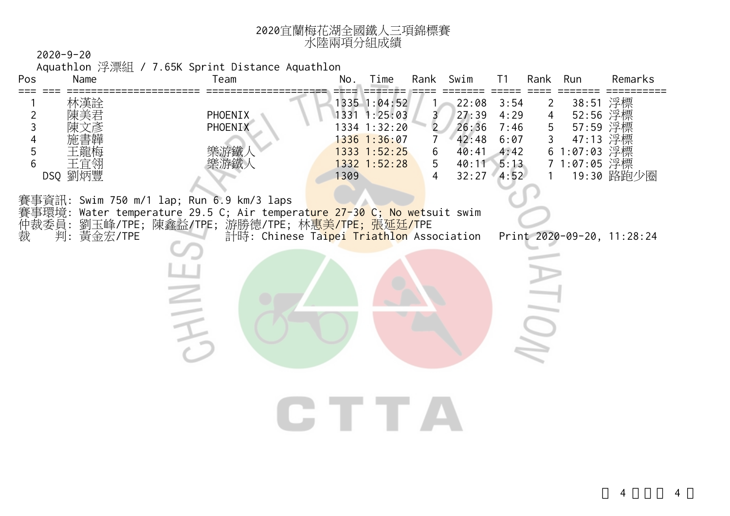# 2020宜蘭梅花湖全國鐵人三項錦標賽
## 水陸兩項分組成績

2020-9-20

Aquathlon 浮漂組 / 7.65K Sprint Distance Aquathlon

| Pos | | Name | Team | No. | Time | Rank | Swim | T1 | Rank | Run | Remarks |
|---|---|---|---|---|---|---|---|---|---|---|---|
| 1 | | 林漢詮 | | 1335 | 1:04:52 | 1 | 22:08 | 3:54 | 2 | 38:51 | 浮標 |
| 2 | | 陳美君 | PHOENIX | 1331 | 1:25:03 | 3 | 27:39 | 4:29 | 4 | 52:56 | 浮標 |
| 3 | | 陳文彥 | PHOENIX | 1334 | 1:32:20 | 2 | 26:36 | 7:46 | 5 | 57:59 | 浮標 |
| 4 | | 施書韡 | | 1336 | 1:36:07 | 7 | 42:48 | 6:07 | 3 | 47:13 | 浮標 |
| 5 | | 王龍梅 | 樂游鐵人 | 1333 | 1:52:25 | 6 | 40:41 | 4:42 | 6 | 1:07:03 | 浮標 |
| 6 | | 王宜翎 | 樂游鐵人 | 1332 | 1:52:28 | 5 | 40:11 | 5:13 | 7 | 1:07:05 | 浮標 |
| | DSQ | 劉炳豐 | | 1309 | | 4 | 32:27 | 4:52 | 1 | 19:30 | 路跑少圈 |

賽事資訊: Swim 750 m/1 lap; Run 6.9 km/3 laps

賽事環境: Water temperature 29.5 C; Air temperature 27-30 C; No wetsuit swim

仲裁委員: 劉玉峰/TPE; 陳鑫益/TPE; 游勝德/TPE; 林惠美/TPE; 張延廷/TPE

裁　　判: 黃金宏/TPE　　　計時: Chinese Taipei Triathlon Association　　Print 2020-09-20, 11:28:24